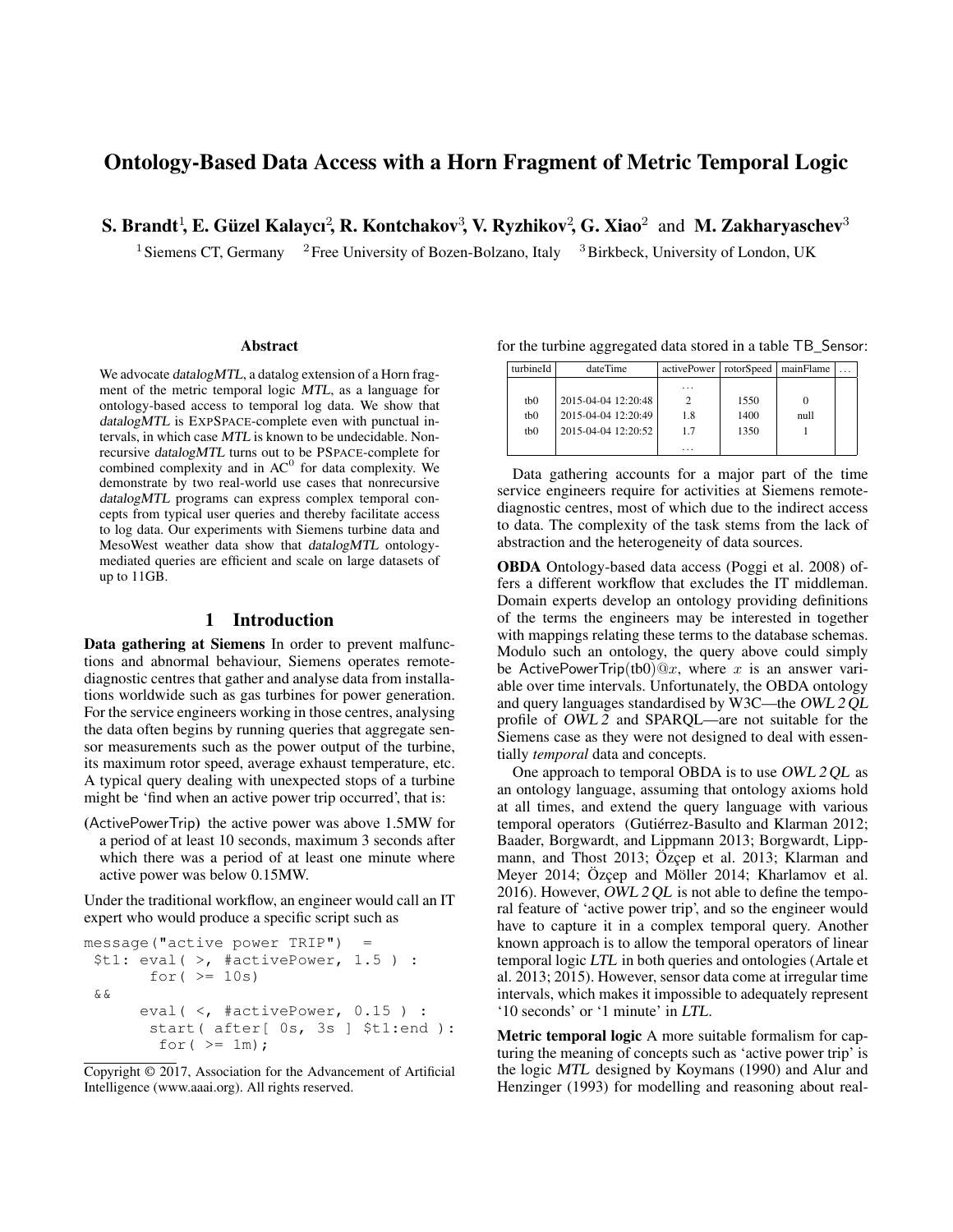# Ontology-Based Data Access with a Horn Fragment of Metric Temporal Logic

**S. Brandt**[1], **E. Güzel Kalaycı**[2], **R. Kontchakov**[3], **V. Ryzhikov**[2], **G. Xiao**[2] and **M. Zakharyaschev**[3]

[1] Siemens CT, Germany [2] Free University of Bozen-Bolzano, Italy [3] Birkbeck, University of London, UK

## Abstract

We advocate *datalogMTL*, a datalog extension of a Horn fragment of the metric temporal logic *MTL*, as a language for ontology-based access to temporal log data. We show that *datalogMTL* is EXPSPACE-complete even with punctual intervals, in which case *MTL* is known to be undecidable. Nonrecursive *datalogMTL* turns out to be PSPACE-complete for combined complexity and in $AC^0$ for data complexity. We demonstrate by two real-world use cases that nonrecursive *datalogMTL* programs can express complex temporal concepts from typical user queries and thereby facilitate access to log data. Our experiments with Siemens turbine data and MesoWest weather data show that *datalogMTL* ontology-mediated queries are efficient and scale on large datasets of up to 11GB.

## 1 Introduction

**Data gathering at Siemens** In order to prevent malfunctions and abnormal behaviour, Siemens operates remote-diagnostic centres that gather and analyse data from installations worldwide such as gas turbines for power generation. For the service engineers working in those centres, analysing the data often begins by running queries that aggregate sensor measurements such as the power output of the turbine, its maximum rotor speed, average exhaust temperature, etc. A typical query dealing with unexpected stops of a turbine might be 'find when an active power trip occurred', that is:

(ActivePowerTrip) the active power was above 1.5MW for a period of at least 10 seconds, maximum 3 seconds after which there was a period of at least one minute where active power was below 0.15MW.

Under the traditional workflow, an engineer would call an IT expert who would produce a specific script such as

```
message("active power TRIP")  =
 $t1: eval( >, #activePower, 1.5 ) :
       for( >= 10s)
 &&
      eval( <, #activePower, 0.15 ) :
       start( after[ 0s, 3s ] $t1:end ):
        for( >= 1m);
```

for the turbine aggregated data stored in a table TB_Sensor:

| turbineId | dateTime | activePower | rotorSpeed | mainFlame | ... |
|---|---|---|---|---|---|
| | | ... | | | |
| tb0 | 2015-04-04 12:20:48 | 2 | 1550 | 0 | |
| tb0 | 2015-04-04 12:20:49 | 1.8 | 1400 | null | |
| tb0 | 2015-04-04 12:20:52 | 1.7 | 1350 | 1 | |
| | | ... | | | |

Data gathering accounts for a major part of the time service engineers require for activities at Siemens remote-diagnostic centres, most of which due to the indirect access to data. The complexity of the task stems from the lack of abstraction and the heterogeneity of data sources.

**OBDA** Ontology-based data access (Poggi et al. 2008) offers a different workflow that excludes the IT middleman. Domain experts develop an ontology providing definitions of the terms the engineers may be interested in together with mappings relating these terms to the database schemas. Modulo such an ontology, the query above could simply be ActivePowerTrip(tb0)$@x$, where $x$ is an answer variable over time intervals. Unfortunately, the OBDA ontology and query languages standardised by W3C—the *OWL 2 QL* profile of *OWL 2* and SPARQL—are not suitable for the Siemens case as they were not designed to deal with essentially *temporal* data and concepts.

One approach to temporal OBDA is to use *OWL 2 QL* as an ontology language, assuming that ontology axioms hold at all times, and extend the query language with various temporal operators (Gutiérrez-Basulto and Klarman 2012; Baader, Borgwardt, and Lippmann 2013; Borgwardt, Lippmann, and Thost 2013; Özçep et al. 2013; Klarman and Meyer 2014; Özçep and Möller 2014; Kharlamov et al. 2016). However, *OWL 2 QL* is not able to define the temporal feature of 'active power trip', and so the engineer would have to capture it in a complex temporal query. Another known approach is to allow the temporal operators of linear temporal logic *LTL* in both queries and ontologies (Artale et al. 2013; 2015). However, sensor data come at irregular time intervals, which makes it impossible to adequately represent '10 seconds' or '1 minute' in *LTL*.

**Metric temporal logic** A more suitable formalism for capturing the meaning of concepts such as 'active power trip' is the logic *MTL* designed by Koymans (1990) and Alur and Henzinger (1993) for modelling and reasoning about real-

Copyright © 2017, Association for the Advancement of Artificial Intelligence (www.aaai.org). All rights reserved.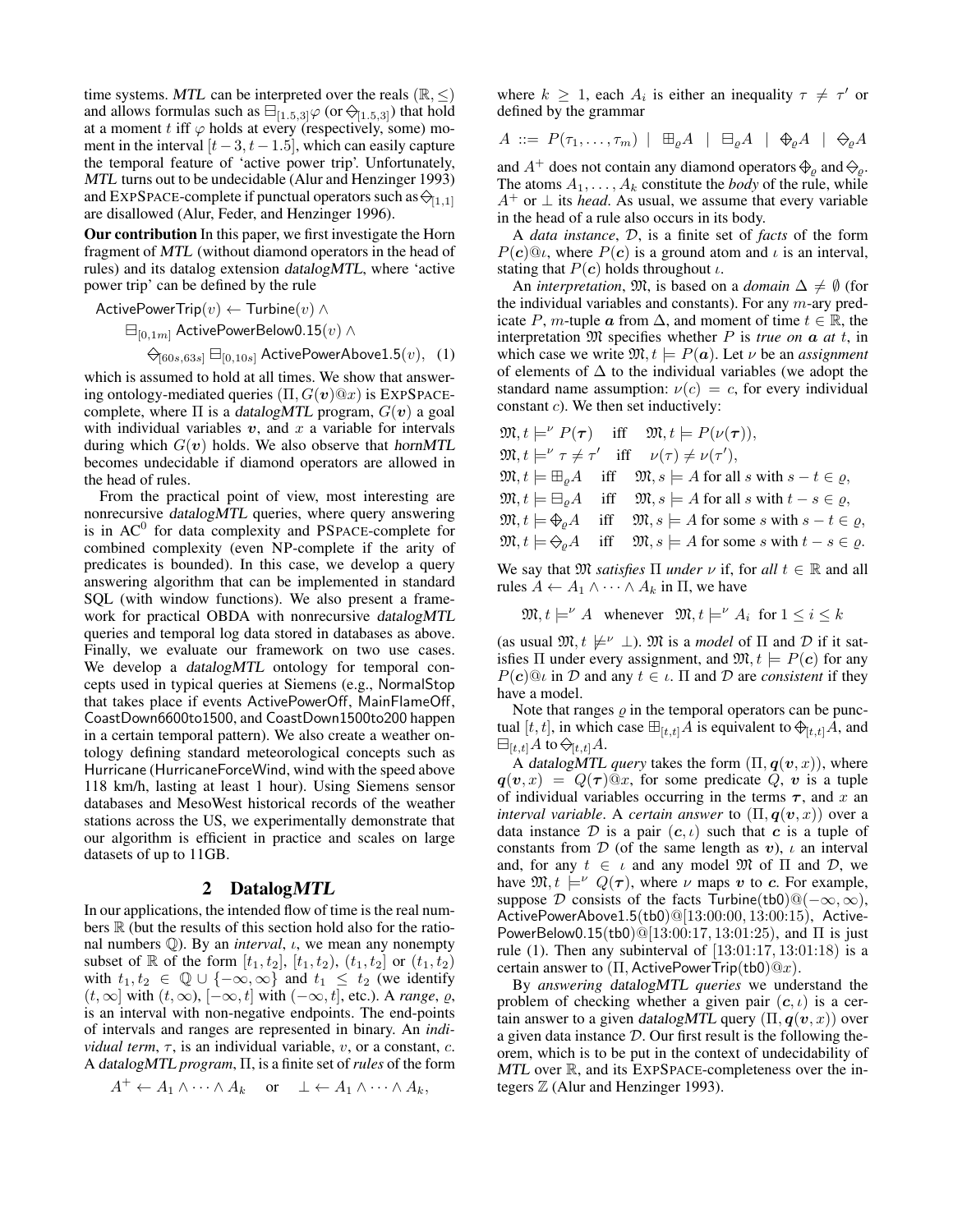time systems. *MTL* can be interpreted over the reals $(\mathbb{R}, \leq)$ and allows formulas such as $\boxminus_{[1.5,3]}\varphi$ (or $\diamondminus_{[1.5,3]}$) that hold at a moment $t$ iff $\varphi$ holds at every (respectively, some) moment in the interval $[t-3, t-1.5]$, which can easily capture the temporal feature of 'active power trip'. Unfortunately, *MTL* turns out to be undecidable (Alur and Henzinger 1993) and EXPSPACE-complete if punctual operators such as $\diamondminus_{[1,1]}$ are disallowed (Alur, Feder, and Henzinger 1996).

**Our contribution** In this paper, we first investigate the Horn fragment of *MTL* (without diamond operators in the head of rules) and its datalog extension *datalogMTL*, where 'active power trip' can be defined by the rule

$$\begin{aligned}&\mathsf{ActivePowerTrip}(v) \leftarrow \mathsf{Turbine}(v) \land \\ &\quad \boxminus_{[0,1m]} \mathsf{ActivePowerBelow0.15}(v) \land \\ &\quad\quad \diamondminus_{[60s,63s]} \boxminus_{[0,10s]} \mathsf{ActivePowerAbove1.5}(v), \quad (1)\end{aligned}$$

which is assumed to hold at all times. We show that answering ontology-mediated queries $(\Pi, G(\boldsymbol{v})@x)$ is EXPSPACE-complete, where $\Pi$ is a *datalogMTL* program, $G(\boldsymbol{v})$ a goal with individual variables $\boldsymbol{v}$, and $x$ a variable for intervals during which $G(\boldsymbol{v})$ holds. We also observe that *hornMTL* becomes undecidable if diamond operators are allowed in the head of rules.

From the practical point of view, most interesting are nonrecursive *datalogMTL* queries, where query answering is in $\mathrm{AC}^0$ for data complexity and PSPACE-complete for combined complexity (even NP-complete if the arity of predicates is bounded). In this case, we develop a query answering algorithm that can be implemented in standard SQL (with window functions). We also present a framework for practical OBDA with nonrecursive *datalogMTL* queries and temporal log data stored in databases as above. Finally, we evaluate our framework on two use cases. We develop a *datalogMTL* ontology for temporal concepts used in typical queries at Siemens (e.g., NormalStop that takes place if events ActivePowerOff, MainFlameOff, CoastDown6600to1500, and CoastDown1500to200 happen in a certain temporal pattern). We also create a weather ontology defining standard meteorological concepts such as Hurricane (HurricaneForceWind, wind with the speed above 118 km/h, lasting at least 1 hour). Using Siemens sensor databases and MesoWest historical records of the weather stations across the US, we experimentally demonstrate that our algorithm is efficient in practice and scales on large datasets of up to 11GB.

## 2 Datalog*MTL*

In our applications, the intended flow of time is the real numbers $\mathbb{R}$ (but the results of this section hold also for the rational numbers $\mathbb{Q}$). By an *interval*, $\iota$, we mean any nonempty subset of $\mathbb{R}$ of the form $[t_1, t_2]$, $[t_1, t_2)$, $(t_1, t_2]$ or $(t_1, t_2)$ with $t_1, t_2 \in \mathbb{Q} \cup \{-\infty, \infty\}$ and $t_1 \leq t_2$ (we identify $(t, \infty]$ with $(t, \infty)$, $[-\infty, t]$ with $(-\infty, t]$, etc.). A *range*, $\varrho$, is an interval with non-negative endpoints. The end-points of intervals and ranges are represented in binary. An *individual term*, $\tau$, is an individual variable, $v$, or a constant, $c$. A *datalogMTL program*, $\Pi$, is a finite set of *rules* of the form

$$A^+ \leftarrow A_1 \land \cdots \land A_k \quad \text{or} \quad \bot \leftarrow A_1 \land \cdots \land A_k,$$

where $k \geq 1$, each $A_i$ is either an inequality $\tau \neq \tau'$ or defined by the grammar

$$A \ ::= \ P(\tau_1, \ldots, \tau_m) \ \mid \ \boxplus_\varrho A \ \mid \ \boxminus_\varrho A \ \mid \ \diamondplus_\varrho A \ \mid \ \diamondminus_\varrho A$$

and $A^+$ does not contain any diamond operators $\diamondplus_\varrho$ and $\diamondminus_\varrho$. The atoms $A_1, \ldots, A_k$ constitute the *body* of the rule, while $A^+$ or $\bot$ its *head*. As usual, we assume that every variable in the head of a rule also occurs in its body.

A *data instance*, $\mathcal{D}$, is a finite set of *facts* of the form $P(\boldsymbol{c})@\iota$, where $P(\boldsymbol{c})$ is a ground atom and $\iota$ is an interval, stating that $P(\boldsymbol{c})$ holds throughout $\iota$.

An *interpretation*, $\mathfrak{M}$, is based on a *domain* $\Delta \neq \emptyset$ (for the individual variables and constants). For any $m$-ary predicate $P$, $m$-tuple $\boldsymbol{a}$ from $\Delta$, and moment of time $t \in \mathbb{R}$, the interpretation $\mathfrak{M}$ specifies whether $P$ is *true on* $\boldsymbol{a}$ *at* $t$, in which case we write $\mathfrak{M}, t \models P(\boldsymbol{a})$. Let $\nu$ be an *assignment* of elements of $\Delta$ to the individual variables (we adopt the standard name assumption: $\nu(c) = c$, for every individual constant $c$). We then set inductively:

$$\begin{aligned}
&\mathfrak{M}, t \models^\nu P(\boldsymbol{\tau}) \quad \text{iff} \quad \mathfrak{M}, t \models P(\nu(\boldsymbol{\tau})),\\
&\mathfrak{M}, t \models^\nu \tau \neq \tau' \quad \text{iff} \quad \nu(\tau) \neq \nu(\tau'),\\
&\mathfrak{M}, t \models \boxplus_\varrho A \quad \text{iff} \quad \mathfrak{M}, s \models A \text{ for all } s \text{ with } s - t \in \varrho,\\
&\mathfrak{M}, t \models \boxminus_\varrho A \quad \text{iff} \quad \mathfrak{M}, s \models A \text{ for all } s \text{ with } t - s \in \varrho,\\
&\mathfrak{M}, t \models \diamondplus_\varrho A \quad \text{iff} \quad \mathfrak{M}, s \models A \text{ for some } s \text{ with } s - t \in \varrho,\\
&\mathfrak{M}, t \models \diamondminus_\varrho A \quad \text{iff} \quad \mathfrak{M}, s \models A \text{ for some } s \text{ with } t - s \in \varrho.
\end{aligned}$$

We say that $\mathfrak{M}$ *satisfies* $\Pi$ *under* $\nu$ if, for *all* $t \in \mathbb{R}$ and all rules $A \leftarrow A_1 \land \cdots \land A_k$ in $\Pi$, we have

$$\mathfrak{M}, t \models^\nu A \quad \text{whenever} \quad \mathfrak{M}, t \models^\nu A_i \ \text{ for } 1 \leq i \leq k$$

(as usual $\mathfrak{M}, t \not\models^\nu \bot$). $\mathfrak{M}$ is a *model* of $\Pi$ and $\mathcal{D}$ if it satisfies $\Pi$ under every assignment, and $\mathfrak{M}, t \models P(\boldsymbol{c})$ for any $P(\boldsymbol{c})@\iota$ in $\mathcal{D}$ and any $t \in \iota$. $\Pi$ and $\mathcal{D}$ are *consistent* if they have a model.

Note that ranges $\varrho$ in the temporal operators can be punctual $[t, t]$, in which case $\boxplus_{[t,t]}A$ is equivalent to $\diamondplus_{[t,t]}A$, and $\boxminus_{[t,t]}A$ to $\diamondminus_{[t,t]}A$.

A *datalogMTL query* takes the form $(\Pi, \boldsymbol{q}(\boldsymbol{v}, x))$, where $\boldsymbol{q}(\boldsymbol{v}, x) = Q(\boldsymbol{\tau})@x$, for some predicate $Q$, $\boldsymbol{v}$ is a tuple of individual variables occurring in the terms $\boldsymbol{\tau}$, and $x$ an *interval variable*. A *certain answer* to $(\Pi, \boldsymbol{q}(\boldsymbol{v}, x))$ over a data instance $\mathcal{D}$ is a pair $(\boldsymbol{c}, \iota)$ such that $\boldsymbol{c}$ is a tuple of constants from $\mathcal{D}$ (of the same length as $\boldsymbol{v}$), $\iota$ an interval and, for any $t \in \iota$ and any model $\mathfrak{M}$ of $\Pi$ and $\mathcal{D}$, we have $\mathfrak{M}, t \models^\nu Q(\boldsymbol{\tau})$, where $\nu$ maps $\boldsymbol{v}$ to $\boldsymbol{c}$. For example, suppose $\mathcal{D}$ consists of the facts Turbine(tb0)$@(-\infty, \infty)$, ActivePowerAbove1.5(tb0)$@[13{:}00{:}00, 13{:}00{:}15)$, ActivePowerBelow0.15(tb0)$@[13{:}00{:}17, 13{:}01{:}25)$, and $\Pi$ is just rule (1). Then any subinterval of $[13{:}01{:}17, 13{:}01{:}18)$ is a certain answer to $(\Pi, \mathsf{ActivePowerTrip}(\mathsf{tb0})@x)$.

By *answering datalogMTL queries* we understand the problem of checking whether a given pair $(\boldsymbol{c}, \iota)$ is a certain answer to a given *datalogMTL* query $(\Pi, \boldsymbol{q}(\boldsymbol{v}, x))$ over a given data instance $\mathcal{D}$. Our first result is the following theorem, which is to be put in the context of undecidability of *MTL* over $\mathbb{R}$, and its EXPSPACE-completeness over the integers $\mathbb{Z}$ (Alur and Henzinger 1993).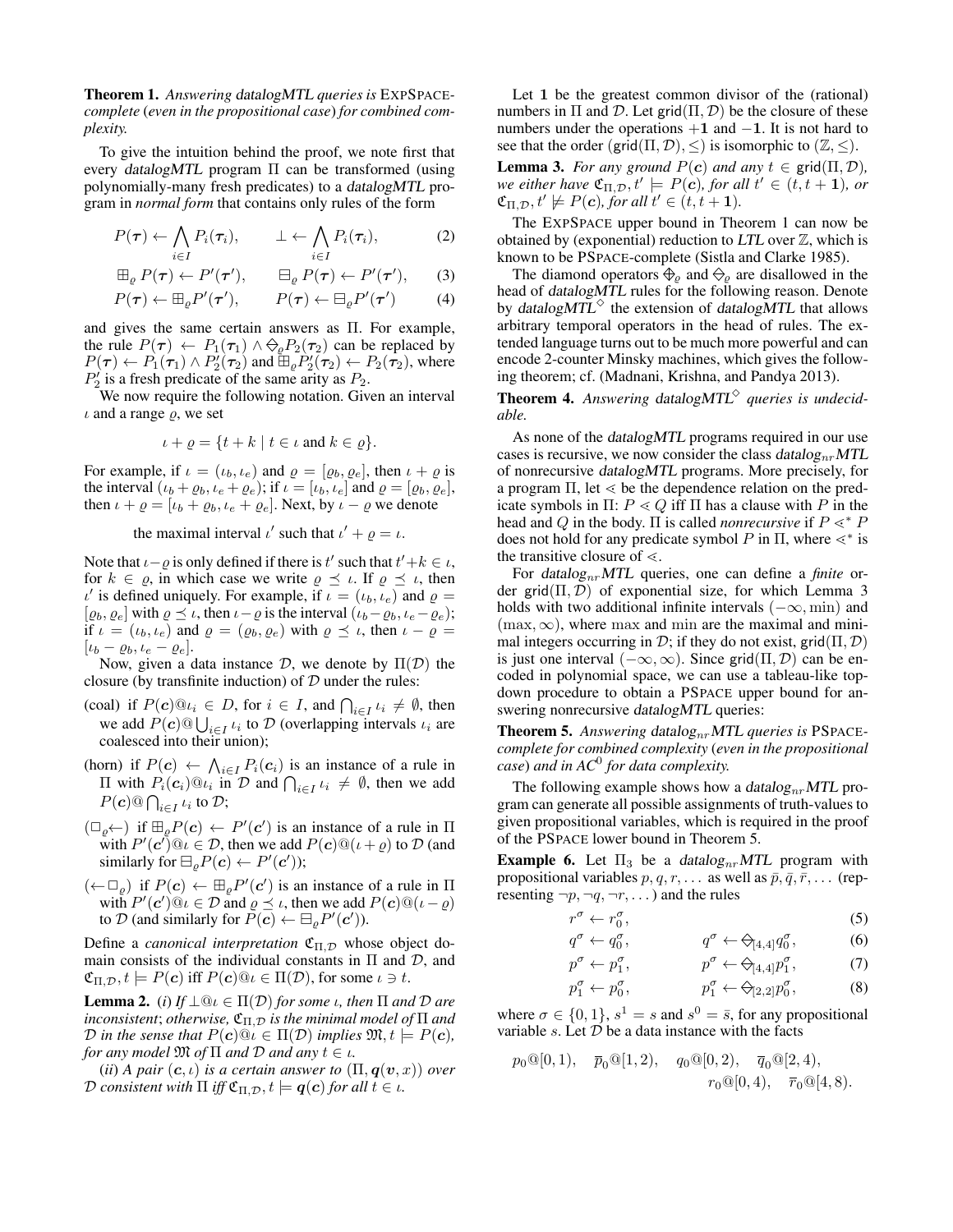**Theorem 1.** *Answering datalogMTL queries is* ExpSpace*-complete* (*even in the propositional case*) *for combined complexity.*

To give the intuition behind the proof, we note first that every *datalogMTL* program $\Pi$ can be transformed (using polynomially-many fresh predicates) to a *datalogMTL* program in *normal form* that contains only rules of the form

$$P(\boldsymbol{\tau}) \leftarrow \bigwedge_{i \in I} P_i(\boldsymbol{\tau}_i), \qquad \bot \leftarrow \bigwedge_{i \in I} P_i(\boldsymbol{\tau}_i), \tag{2}$$

$$\boxplus_\varrho P(\boldsymbol{\tau}) \leftarrow P'(\boldsymbol{\tau}'), \qquad \boxminus_\varrho P(\boldsymbol{\tau}) \leftarrow P'(\boldsymbol{\tau}'), \tag{3}$$

$$P(\boldsymbol{\tau}) \leftarrow \boxplus_\varrho P'(\boldsymbol{\tau}'), \qquad P(\boldsymbol{\tau}) \leftarrow \boxminus_\varrho P'(\boldsymbol{\tau}') \tag{4}$$

and gives the same certain answers as $\Pi$. For example, the rule $P(\boldsymbol{\tau}) \leftarrow P_1(\boldsymbol{\tau}_1) \wedge \diamondminus_\varrho P_2(\boldsymbol{\tau}_2)$ can be replaced by $P(\boldsymbol{\tau}) \leftarrow P_1(\boldsymbol{\tau}_1) \wedge P_2'(\boldsymbol{\tau}_2)$ and $\boxplus_\varrho P_2'(\boldsymbol{\tau}_2) \leftarrow P_2(\boldsymbol{\tau}_2)$, where $P_2'$ is a fresh predicate of the same arity as $P_2$.

We now require the following notation. Given an interval $\iota$ and a range $\varrho$, we set

$$\iota + \varrho = \{t + k \mid t \in \iota \text{ and } k \in \varrho\}.$$

For example, if $\iota = (\iota_b, \iota_e)$ and $\varrho = [\varrho_b, \varrho_e]$, then $\iota + \varrho$ is the interval $(\iota_b + \varrho_b, \iota_e + \varrho_e)$; if $\iota = [\iota_b, \iota_e]$ and $\varrho = [\varrho_b, \varrho_e]$, then $\iota + \varrho = [\iota_b + \varrho_b, \iota_e + \varrho_e]$. Next, by $\iota - \varrho$ we denote

the maximal interval $\iota'$ such that $\iota' + \varrho = \iota$.

Note that $\iota - \varrho$ is only defined if there is $t'$ such that $t' + k \in \iota$, for $k \in \varrho$, in which case we write $\varrho \preceq \iota$. If $\varrho \preceq \iota$, then $\iota'$ is defined uniquely. For example, if $\iota = (\iota_b, \iota_e)$ and $\varrho = [\varrho_b, \varrho_e]$ with $\varrho \preceq \iota$, then $\iota - \varrho$ is the interval $(\iota_b - \varrho_b, \iota_e - \varrho_e)$; if $\iota = (\iota_b, \iota_e)$ and $\varrho = (\varrho_b, \varrho_e)$ with $\varrho \preceq \iota$, then $\iota - \varrho = [\iota_b - \varrho_b, \iota_e - \varrho_e]$.

Now, given a data instance $\mathcal{D}$, we denote by $\Pi(\mathcal{D})$ the closure (by transfinite induction) of $\mathcal{D}$ under the rules:

(coal) if $P(\boldsymbol{c})@\iota_i \in D$, for $i \in I$, and $\bigcap_{i \in I} \iota_i \neq \emptyset$, then we add $P(\boldsymbol{c})@\bigcup_{i \in I} \iota_i$ to $\mathcal{D}$ (overlapping intervals $\iota_i$ are coalesced into their union);

(horn) if $P(\boldsymbol{c}) \leftarrow \bigwedge_{i \in I} P_i(\boldsymbol{c}_i)$ is an instance of a rule in $\Pi$ with $P_i(\boldsymbol{c}_i)@\iota_i$ in $\mathcal{D}$ and $\bigcap_{i \in I} \iota_i \neq \emptyset$, then we add $P(\boldsymbol{c})@\bigcap_{i \in I} \iota_i$ to $\mathcal{D}$;

($\Box_\varrho \leftarrow$) if $\boxplus_\varrho P(\boldsymbol{c}) \leftarrow P'(\boldsymbol{c}')$ is an instance of a rule in $\Pi$ with $P'(\boldsymbol{c}')@\iota \in \mathcal{D}$, then we add $P(\boldsymbol{c})@(\iota + \varrho)$ to $\mathcal{D}$ (and similarly for $\boxminus_\varrho P(\boldsymbol{c}) \leftarrow P'(\boldsymbol{c}')$);

($\leftarrow \Box_\varrho$) if $P(\boldsymbol{c}) \leftarrow \boxplus_\varrho P'(\boldsymbol{c}')$ is an instance of a rule in $\Pi$ with $P'(\boldsymbol{c}')@\iota \in \mathcal{D}$ and $\varrho \preceq \iota$, then we add $P(\boldsymbol{c})@(\iota - \varrho)$ to $\mathcal{D}$ (and similarly for $P(\boldsymbol{c}) \leftarrow \boxminus_\varrho P'(\boldsymbol{c}')$).

Define a *canonical interpretation* $\mathfrak{C}_{\Pi,\mathcal{D}}$ whose object domain consists of the individual constants in $\Pi$ and $\mathcal{D}$, and $\mathfrak{C}_{\Pi,\mathcal{D}}, t \models P(\boldsymbol{c})$ iff $P(\boldsymbol{c})@\iota \in \Pi(\mathcal{D})$, for some $\iota \ni t$.

**Lemma 2.** (*i*) *If $\bot@\iota \in \Pi(\mathcal{D})$ for some $\iota$, then $\Pi$ and $\mathcal{D}$ are inconsistent*; *otherwise, $\mathfrak{C}_{\Pi,\mathcal{D}}$ is the minimal model of $\Pi$ and $\mathcal{D}$ in the sense that $P(\boldsymbol{c})@\iota \in \Pi(\mathcal{D})$ implies $\mathfrak{M}, t \models P(\boldsymbol{c})$, for any model $\mathfrak{M}$ of $\Pi$ and $\mathcal{D}$ and any $t \in \iota$.*

(*ii*) *A pair $(\boldsymbol{c}, \iota)$ is a certain answer to $(\Pi, \boldsymbol{q}(\boldsymbol{v}, x))$ over $\mathcal{D}$ consistent with $\Pi$ iff $\mathfrak{C}_{\Pi,\mathcal{D}}, t \models \boldsymbol{q}(\boldsymbol{c})$ for all $t \in \iota$.*

Let $\mathbf{1}$ be the greatest common divisor of the (rational) numbers in $\Pi$ and $\mathcal{D}$. Let $\mathsf{grid}(\Pi, \mathcal{D})$ be the closure of these numbers under the operations $+\mathbf{1}$ and $-\mathbf{1}$. It is not hard to see that the order $(\mathsf{grid}(\Pi, \mathcal{D}), \leq)$ is isomorphic to $(\mathbb{Z}, \leq)$.

**Lemma 3.** *For any ground $P(\boldsymbol{c})$ and any $t \in \mathsf{grid}(\Pi, \mathcal{D})$, we either have $\mathfrak{C}_{\Pi,\mathcal{D}}, t' \models P(\boldsymbol{c})$, for all $t' \in (t, t + \mathbf{1})$, or $\mathfrak{C}_{\Pi,\mathcal{D}}, t' \not\models P(\boldsymbol{c})$, for all $t' \in (t, t + \mathbf{1})$.*

The ExpSpace upper bound in Theorem 1 can now be obtained by (exponential) reduction to *LTL* over $\mathbb{Z}$, which is known to be PSpace-complete (Sistla and Clarke 1985).

The diamond operators $\diamondplus_\varrho$ and $\diamondminus_\varrho$ are disallowed in the head of *datalogMTL* rules for the following reason. Denote by *datalogMTL*$^\diamond$ the extension of *datalogMTL* that allows arbitrary temporal operators in the head of rules. The extended language turns out to be much more powerful and can encode 2-counter Minsky machines, which gives the following theorem; cf. (Madnani, Krishna, and Pandya 2013).

**Theorem 4.** *Answering datalogMTL$^\diamond$ queries is undecidable.*

As none of the *datalogMTL* programs required in our use cases is recursive, we now consider the class *datalog$_{nr}$MTL* of nonrecursive *datalogMTL* programs. More precisely, for a program $\Pi$, let $\lessdot$ be the dependence relation on the predicate symbols in $\Pi$: $P \lessdot Q$ iff $\Pi$ has a clause with $P$ in the head and $Q$ in the body. $\Pi$ is called *nonrecursive* if $P \lessdot^* P$ does not hold for any predicate symbol $P$ in $\Pi$, where $\lessdot^*$ is the transitive closure of $\lessdot$.

For *datalog$_{nr}$MTL* queries, one can define a *finite* order $\mathsf{grid}(\Pi, \mathcal{D})$ of exponential size, for which Lemma 3 holds with two additional infinite intervals $(-\infty, \min)$ and $(\max, \infty)$, where $\max$ and $\min$ are the maximal and minimal integers occurring in $\mathcal{D}$; if they do not exist, $\mathsf{grid}(\Pi, \mathcal{D})$ is just one interval $(-\infty, \infty)$. Since $\mathsf{grid}(\Pi, \mathcal{D})$ can be encoded in polynomial space, we can use a tableau-like top-down procedure to obtain a PSpace upper bound for answering nonrecursive *datalogMTL* queries:

**Theorem 5.** *Answering datalog$_{nr}$MTL queries is* PSpace*-complete for combined complexity* (*even in the propositional case*) *and in AC$^0$ for data complexity.*

The following example shows how a *datalog$_{nr}$MTL* program can generate all possible assignments of truth-values to given propositional variables, which is required in the proof of the PSpace lower bound in Theorem 5.

**Example 6.** Let $\Pi_3$ be a *datalog$_{nr}$MTL* program with propositional variables $p, q, r, \dots$ as well as $\bar{p}, \bar{q}, \bar{r}, \dots$ (representing $\neg p, \neg q, \neg r, \dots$) and the rules

$$r^\sigma \leftarrow r_0^\sigma, \tag{5}$$

$$q^\sigma \leftarrow q_0^\sigma, \qquad q^\sigma \leftarrow \diamondminus_{[4,4]} q_0^\sigma, \tag{6}$$

$$p^\sigma \leftarrow p_1^\sigma, \qquad p^\sigma \leftarrow \diamondminus_{[4,4]} p_1^\sigma, \tag{7}$$

$$p_1^\sigma \leftarrow p_0^\sigma, \qquad p_1^\sigma \leftarrow \diamondminus_{[2,2]} p_0^\sigma, \tag{8}$$

where $\sigma \in \{0, 1\}$, $s^1 = s$ and $s^0 = \bar{s}$, for any propositional variable $s$. Let $\mathcal{D}$ be a data instance with the facts

$$p_0@[0,1), \quad \bar{p}_0@[1,2), \quad q_0@[0,2), \quad \bar{q}_0@[2,4),$$
$$r_0@[0,4), \quad \bar{r}_0@[4,8).$$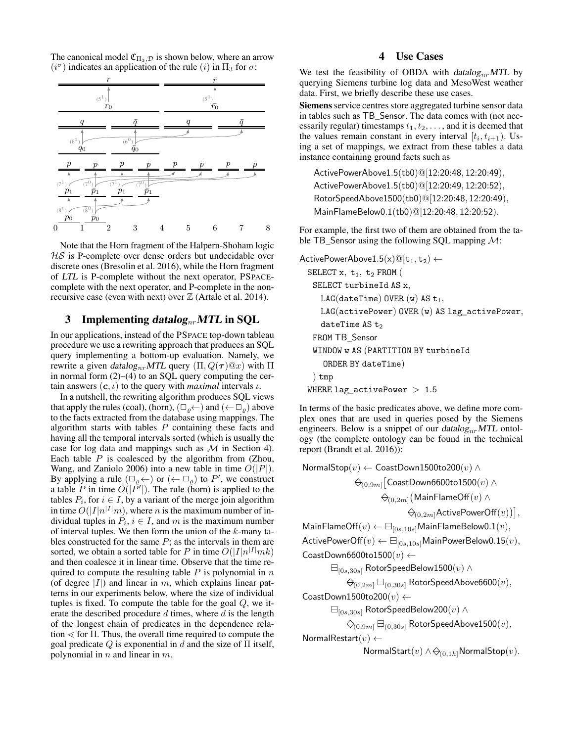The canonical model $\mathfrak{C}_{\Pi_3,\mathcal{D}}$ is shown below, where an arrow $(i^\sigma)$ indicates an application of the rule $(i)$ in $\Pi_3$ for $\sigma$:

Note that the Horn fragment of the Halpern-Shoham logic $\mathcal{HS}$ is P-complete over dense orders but undecidable over discrete ones (Bresolin et al. 2016), while the Horn fragment of *LTL* is P-complete without the next operator, PSPACE-complete with the next operator, and P-complete in the non-recursive case (even with next) over $\mathbb{Z}$ (Artale et al. 2014).

## 3 Implementing *datalog*$_{nr}$*MTL* in SQL

In our applications, instead of the PSPACE top-down tableau procedure we use a rewriting approach that produces an SQL query implementing a bottom-up evaluation. Namely, we rewrite a given *datalog*$_{nr}$*MTL* query $(\Pi, Q(\boldsymbol{\tau})@x)$ with $\Pi$ in normal form (2)–(4) to an SQL query computing the certain answers $(\boldsymbol{c}, \iota)$ to the query with *maximal* intervals $\iota$.

In a nutshell, the rewriting algorithm produces SQL views that apply the rules (coal), (horn), $(\boxminus_\varrho\leftarrow)$ and $(\leftarrow\boxminus_\varrho)$ above to the facts extracted from the database using mappings. The algorithm starts with tables $P$ containing these facts and having all the temporal intervals sorted (which is usually the case for log data and mappings such as $\mathcal{M}$ in Section 4). Each table $P$ is coalesced by the algorithm from (Zhou, Wang, and Zaniolo 2006) into a new table in time $O(|P|)$. By applying a rule $(\boxminus_\varrho\leftarrow)$ or $(\leftarrow\boxminus_\varrho)$ to $P'$, we construct a table $P$ in time $O(|P'|)$. The rule (horn) is applied to the tables $P_i$, for $i \in I$, by a variant of the merge join algorithm in time $O(|I|n^{|I|}m)$, where $n$ is the maximum number of individual tuples in $P_i$, $i \in I$, and $m$ is the maximum number of interval tuples. We then form the union of the $k$-many tables constructed for the same $P$; as the intervals in them are sorted, we obtain a sorted table for $P$ in time $O(|I|n^{|I|}mk)$ and then coalesce it in linear time. Observe that the time required to compute the resulting table $P$ is polynomial in $n$ (of degree $|I|$) and linear in $m$, which explains linear patterns in our experiments below, where the size of individual tuples is fixed. To compute the table for the goal $Q$, we iterate the described procedure $d$ times, where $d$ is the length of the longest chain of predicates in the dependence relation $\lessdot$ for $\Pi$. Thus, the overall time required to compute the goal predicate $Q$ is exponential in $d$ and the size of $\Pi$ itself, polynomial in $n$ and linear in $m$.

## 4 Use Cases

We test the feasibility of OBDA with *datalog*$_{nr}$*MTL* by querying Siemens turbine log data and MesoWest weather data. First, we briefly describe these use cases.

**Siemens** service centres store aggregated turbine sensor data in tables such as TB_Sensor. The data comes with (not necessarily regular) timestamps $t_1, t_2, \dots$, and it is deemed that the values remain constant in every interval $[t_i, t_{i+1})$. Using a set of mappings, we extract from these tables a data instance containing ground facts such as

ActivePowerAbove1.5(tb0)@[12:20:48, 12:20:49),
ActivePowerAbove1.5(tb0)@[12:20:49, 12:20:52),
RotorSpeedAbove1500(tb0)@[12:20:48, 12:20:49),
MainFlameBelow0.1(tb0)@[12:20:48, 12:20:52).

For example, the first two of them are obtained from the table TB_Sensor using the following SQL mapping $\mathcal{M}$:

```
ActivePowerAbove1.5(x)@[t1, t2) ←
  SELECT x, t1, t2 FROM (
    SELECT turbineId AS x,
      LAG(dateTime) OVER (w) AS t1,
      LAG(activePower) OVER (w) AS lag_activePower,
      dateTime AS t2
    FROM TB_Sensor
    WINDOW w AS (PARTITION BY turbineId
      ORDER BY dateTime)
  ) tmp
  WHERE lag_activePower > 1.5
```

In terms of the basic predicates above, we define more complex ones that are used in queries posed by the Siemens engineers. Below is a snippet of our *datalog*$_{nr}$*MTL* ontology (the complete ontology can be found in the technical report (Brandt et al. 2016)):

$$\begin{aligned}
&\mathsf{NormalStop}(v) \leftarrow \mathsf{CoastDown1500to200}(v) \land \\
&\qquad \diamondminus_{(0,9m]}\big[\mathsf{CoastDown6600to1500}(v) \land \\
&\qquad\qquad \diamondminus_{(0,2m]}\big(\mathsf{MainFlameOff}(v) \land \\
&\qquad\qquad\qquad \diamondminus_{(0,2m]}\mathsf{ActivePowerOff}(v)\big)\big], \\
&\mathsf{MainFlameOff}(v) \leftarrow \boxminus_{[0s,10s]}\mathsf{MainFlameBelow0.1}(v), \\
&\mathsf{ActivePowerOff}(v) \leftarrow \boxminus_{[0s,10s]}\mathsf{MainPowerBelow0.15}(v), \\
&\mathsf{CoastDown6600to1500}(v) \leftarrow \\
&\qquad \boxminus_{[0s,30s]}\ \mathsf{RotorSpeedBelow1500}(v) \land \\
&\qquad\qquad \diamondminus_{(0,2m]}\boxminus_{(0,30s]}\ \mathsf{RotorSpeedAbove6600}(v), \\
&\mathsf{CoastDown1500to200}(v) \leftarrow \\
&\qquad \boxminus_{[0s,30s]}\ \mathsf{RotorSpeedBelow200}(v) \land \\
&\qquad\qquad \diamondminus_{(0,9m]}\boxminus_{(0,30s]}\ \mathsf{RotorSpeedAbove1500}(v), \\
&\mathsf{NormalRestart}(v) \leftarrow \\
&\qquad\qquad \mathsf{NormalStart}(v) \land \diamondminus_{(0,1h]}\mathsf{NormalStop}(v).
\end{aligned}$$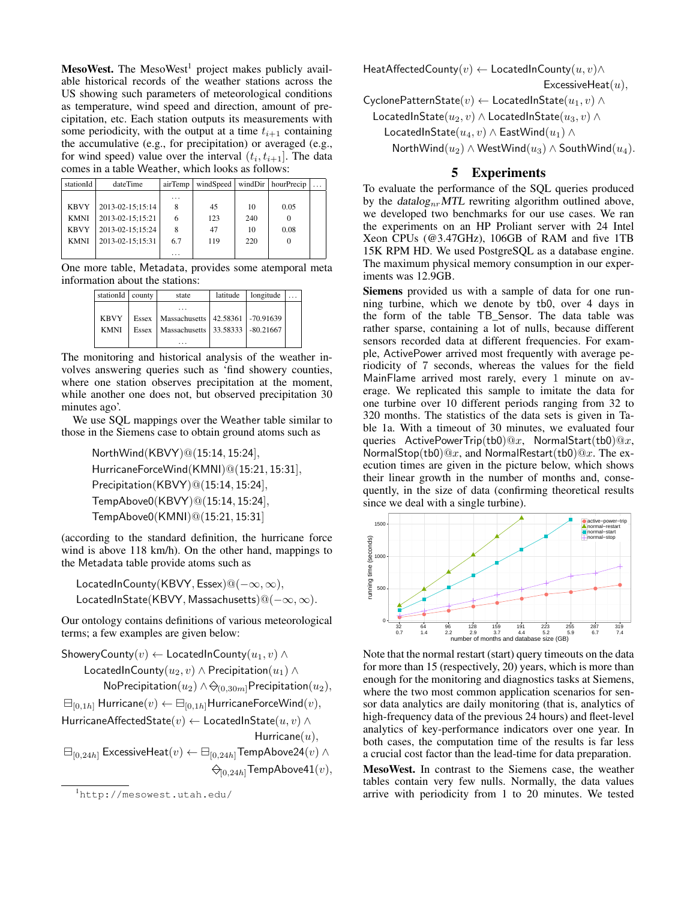**MesoWest.** The MesoWest[1] project makes publicly available historical records of the weather stations across the US showing such parameters of meteorological conditions as temperature, wind speed and direction, amount of precipitation, etc. Each station outputs its measurements with some periodicity, with the output at a time $t_{i+1}$ containing the accumulative (e.g., for precipitation) or averaged (e.g., for wind speed) value over the interval $(t_i, t_{i+1}]$. The data comes in a table Weather, which looks as follows:

| stationId | dateTime | airTemp | windSpeed | windDir | hourPrecip | ... |
|---|---|---|---|---|---|---|
| | | ... | | | | |
| KBVY | 2013-02-15;15:14 | 8 | 45 | 10 | 0.05 | |
| KMNI | 2013-02-15;15:21 | 6 | 123 | 240 | 0 | |
| KBVY | 2013-02-15;15:24 | 8 | 47 | 10 | 0.08 | |
| KMNI | 2013-02-15;15:31 | 6.7 | 119 | 220 | 0 | |
| | | ... | | | | |

One more table, Metadata, provides some atemporal meta information about the stations:

| stationId | county | state | latitude | longitude | ... |
|---|---|---|---|---|---|
| | | ... | | | |
| KBVY | Essex | Massachusetts | 42.58361 | -70.91639 | |
| KMNI | Essex | Massachusetts | 33.58333 | -80.21667 | |
| | | ... | | | |

The monitoring and historical analysis of the weather involves answering queries such as 'find showery counties, where one station observes precipitation at the moment, while another one does not, but observed precipitation 30 minutes ago'.

We use SQL mappings over the Weather table similar to those in the Siemens case to obtain ground atoms such as

$$\mathsf{NorthWind}(\mathsf{KBVY})@(15{:}14, 15{:}24],$$
$$\mathsf{HurricaneForceWind}(\mathsf{KMNI})@(15{:}21, 15{:}31],$$
$$\mathsf{Precipitation}(\mathsf{KBVY})@(15{:}14, 15{:}24],$$
$$\mathsf{TempAbove0}(\mathsf{KBVY})@(15{:}14, 15{:}24],$$
$$\mathsf{TempAbove0}(\mathsf{KMNI})@(15{:}21, 15{:}31]$$

(according to the standard definition, the hurricane force wind is above 118 km/h). On the other hand, mappings to the Metadata table provide atoms such as

$$\mathsf{LocatedInCounty}(\mathsf{KBVY}, \mathsf{Essex})@(-\infty, \infty),$$
$$\mathsf{LocatedInState}(\mathsf{KBVY}, \mathsf{Massachusetts})@(-\infty, \infty).$$

Our ontology contains definitions of various meteorological terms; a few examples are given below:

$$\mathsf{ShoweryCounty}(v) \leftarrow \mathsf{LocatedInCounty}(u_1, v) \wedge \mathsf{LocatedInCounty}(u_2, v) \wedge \mathsf{Precipitation}(u_1) \wedge \mathsf{NoPrecipitation}(u_2) \wedge \diamondminus_{(0,30m]}\mathsf{Precipitation}(u_2),$$

$$\boxminus_{[0,1h]} \mathsf{Hurricane}(v) \leftarrow \boxminus_{[0,1h]}\mathsf{HurricaneForceWind}(v),$$

$$\mathsf{HurricaneAffectedState}(v) \leftarrow \mathsf{LocatedInState}(u, v) \wedge \mathsf{Hurricane}(u),$$

$$\boxminus_{[0,24h]} \mathsf{ExcessiveHeat}(v) \leftarrow \boxminus_{[0,24h]}\mathsf{TempAbove24}(v) \wedge \diamondminus_{[0,24h]}\mathsf{TempAbove41}(v),$$

$$\mathsf{HeatAffectedCounty}(v) \leftarrow \mathsf{LocatedInCounty}(u, v) \wedge \mathsf{ExcessiveHeat}(u),$$

$$\mathsf{CyclonePatternState}(v) \leftarrow \mathsf{LocatedInState}(u_1, v) \wedge \mathsf{LocatedInState}(u_2, v) \wedge \mathsf{LocatedInState}(u_3, v) \wedge \mathsf{LocatedInState}(u_4, v) \wedge \mathsf{EastWind}(u_1) \wedge \mathsf{NorthWind}(u_2) \wedge \mathsf{WestWind}(u_3) \wedge \mathsf{SouthWind}(u_4).$$

## 5 Experiments

To evaluate the performance of the SQL queries produced by the *datalog$_{nr}$MTL* rewriting algorithm outlined above, we developed two benchmarks for our use cases. We ran the experiments on an HP Proliant server with 24 Intel Xeon CPUs (@3.47GHz), 106GB of RAM and five 1TB 15K RPM HD. We used PostgreSQL as a database engine. The maximum physical memory consumption in our experiments was 12.9GB.

**Siemens** provided us with a sample of data for one running turbine, which we denote by tb0, over 4 days in the form of the table TB_Sensor. The data table was rather sparse, containing a lot of nulls, because different sensors recorded data at different frequencies. For example, ActivePower arrived most frequently with average periodicity of 7 seconds, whereas the values for the field MainFlame arrived most rarely, every 1 minute on average. We replicated this sample to imitate the data for one turbine over 10 different periods ranging from 32 to 320 months. The statistics of the data sets is given in Table 1a. With a timeout of 30 minutes, we evaluated four queries $\mathsf{ActivePowerTrip}(\mathsf{tb0})@x$, $\mathsf{NormalStart}(\mathsf{tb0})@x$, $\mathsf{NormalStop}(\mathsf{tb0})@x$, and $\mathsf{NormalRestart}(\mathsf{tb0})@x$. The execution times are given in the picture below, which shows their linear growth in the number of months and, consequently, in the size of data (confirming theoretical results since we deal with a single turbine).

Note that the normal restart (start) query timeouts on the data for more than 15 (respectively, 20) years, which is more than enough for the monitoring and diagnostics tasks at Siemens, where the two most common application scenarios for sensor data analytics are daily monitoring (that is, analytics of high-frequency data of the previous 24 hours) and fleet-level analytics of key-performance indicators over one year. In both cases, the computation time of the results is far less a crucial cost factor than the lead-time for data preparation.

**MesoWest.** In contrast to the Siemens case, the weather tables contain very few nulls. Normally, the data values arrive with periodicity from 1 to 20 minutes. We tested

[1] http://mesowest.utah.edu/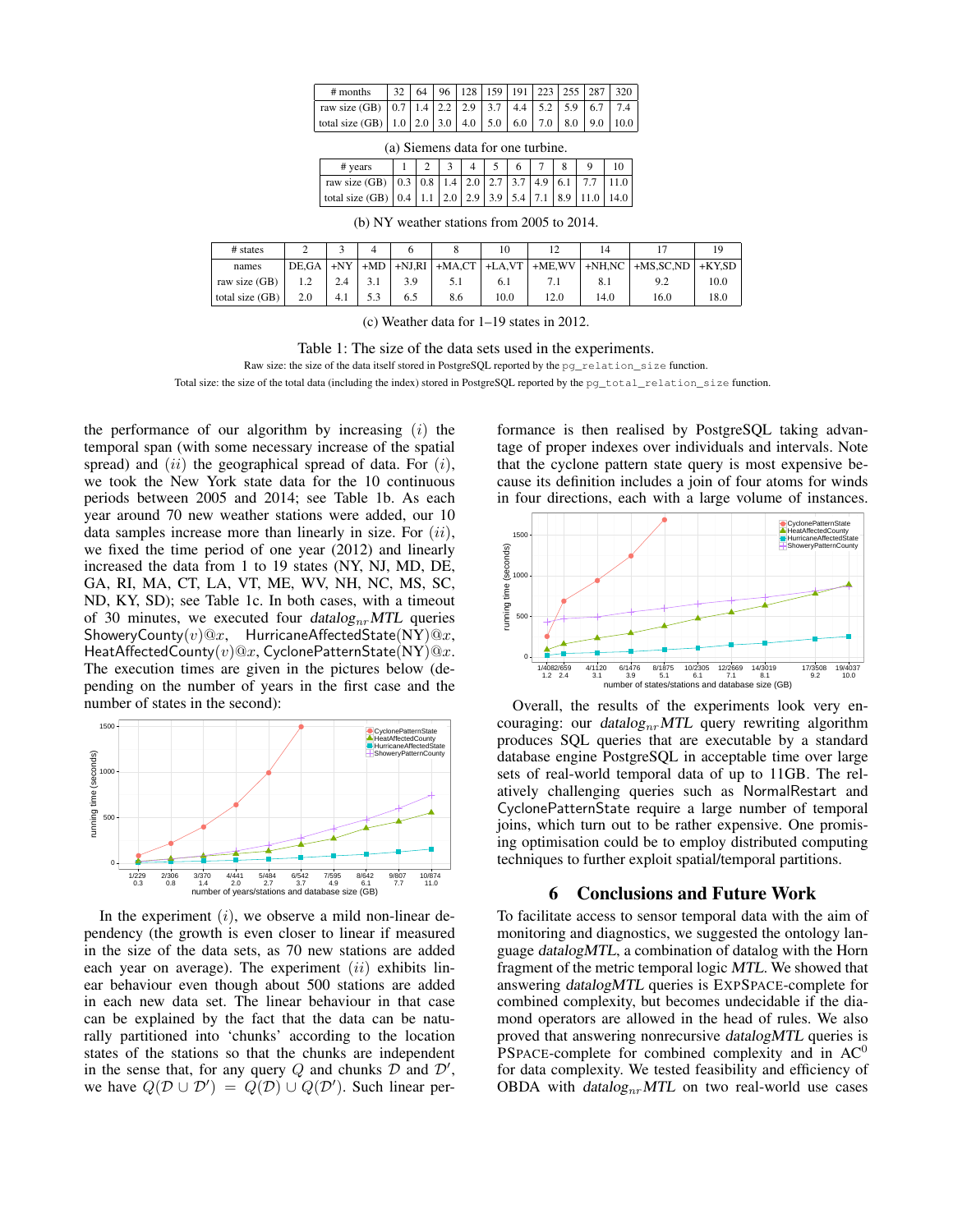| # months | 32 | 64 | 96 | 128 | 159 | 191 | 223 | 255 | 287 | 320 |
|---|---|---|---|---|---|---|---|---|---|---|
| raw size (GB) | 0.7 | 1.4 | 2.2 | 2.9 | 3.7 | 4.4 | 5.2 | 5.9 | 6.7 | 7.4 |
| total size (GB) | 1.0 | 2.0 | 3.0 | 4.0 | 5.0 | 6.0 | 7.0 | 8.0 | 9.0 | 10.0 |

(a) Siemens data for one turbine.

| # years | 1 | 2 | 3 | 4 | 5 | 6 | 7 | 8 | 9 | 10 |
|---|---|---|---|---|---|---|---|---|---|---|
| raw size (GB) | 0.3 | 0.8 | 1.4 | 2.0 | 2.7 | 3.7 | 4.9 | 6.1 | 7.7 | 11.0 |
| total size (GB) | 0.4 | 1.1 | 2.0 | 2.9 | 3.9 | 5.4 | 7.1 | 8.9 | 11.0 | 14.0 |

(b) NY weather stations from 2005 to 2014.

| # states | 2 | 3 | 4 | 6 | 8 | 10 | 12 | 14 | 17 | 19 |
|---|---|---|---|---|---|---|---|---|---|---|
| names | DE,GA | +NY | +MD | +NJ,RI | +MA,CT | +LA,VT | +ME,WV | +NH,NC | +MS,SC,ND | +KY,SD |
| raw size (GB) | 1.2 | 2.4 | 3.1 | 3.9 | 5.1 | 6.1 | 7.1 | 8.1 | 9.2 | 10.0 |
| total size (GB) | 2.0 | 4.1 | 5.3 | 6.5 | 8.6 | 10.0 | 12.0 | 14.0 | 16.0 | 18.0 |

(c) Weather data for 1–19 states in 2012.

Table 1: The size of the data sets used in the experiments.
Raw size: the size of the data itself stored in PostgreSQL reported by the `pg_relation_size` function.
Total size: the size of the total data (including the index) stored in PostgreSQL reported by the `pg_total_relation_size` function.

the performance of our algorithm by increasing $(i)$ the temporal span (with some necessary increase of the spatial spread) and $(ii)$ the geographical spread of data. For $(i)$, we took the New York state data for the 10 continuous periods between 2005 and 2014; see Table 1b. As each year around 70 new weather stations were added, our 10 data samples increase more than linearly in size. For $(ii)$, we fixed the time period of one year (2012) and linearly increased the data from 1 to 19 states (NY, NJ, MD, DE, GA, RI, MA, CT, LA, VT, ME, WV, NH, NC, MS, SC, ND, KY, SD); see Table 1c. In both cases, with a timeout of 30 minutes, we executed four *datalog*$_{nr}$*MTL* queries $\mathsf{ShoweryCounty}(v)@x$, $\mathsf{HurricaneAffectedState}(\mathsf{NY})@x$, $\mathsf{HeatAffectedCounty}(v)@x$, $\mathsf{CyclonePatternState}(\mathsf{NY})@x$. The execution times are given in the pictures below (depending on the number of years in the first case and the number of states in the second):

In the experiment $(i)$, we observe a mild non-linear dependency (the growth is even closer to linear if measured in the size of the data sets, as 70 new stations are added each year on average). The experiment $(ii)$ exhibits linear behaviour even though about 500 stations are added in each new data set. The linear behaviour in that case can be explained by the fact that the data can be naturally partitioned into 'chunks' according to the location states of the stations so that the chunks are independent in the sense that, for any query $Q$ and chunks $\mathcal{D}$ and $\mathcal{D}'$, we have $Q(\mathcal{D} \cup \mathcal{D}') = Q(\mathcal{D}) \cup Q(\mathcal{D}')$. Such linear performance is then realised by PostgreSQL taking advantage of proper indexes over individuals and intervals. Note that the cyclone pattern state query is most expensive because its definition includes a join of four atoms for winds in four directions, each with a large volume of instances.

Overall, the results of the experiments look very encouraging: our *datalog*$_{nr}$*MTL* query rewriting algorithm produces SQL queries that are executable by a standard database engine PostgreSQL in acceptable time over large sets of real-world temporal data of up to 11GB. The relatively challenging queries such as $\mathsf{NormalRestart}$ and $\mathsf{CyclonePatternState}$ require a large number of temporal joins, which turn out to be rather expensive. One promising optimisation could be to employ distributed computing techniques to further exploit spatial/temporal partitions.

## 6 Conclusions and Future Work

To facilitate access to sensor temporal data with the aim of monitoring and diagnostics, we suggested the ontology language *datalogMTL*, a combination of datalog with the Horn fragment of the metric temporal logic *MTL*. We showed that answering *datalogMTL* queries is EXPSPACE-complete for combined complexity, but becomes undecidable if the diamond operators are allowed in the head of rules. We also proved that answering nonrecursive *datalogMTL* queries is PSPACE-complete for combined complexity and in $AC^0$ for data complexity. We tested feasibility and efficiency of OBDA with *datalog*$_{nr}$*MTL* on two real-world use cases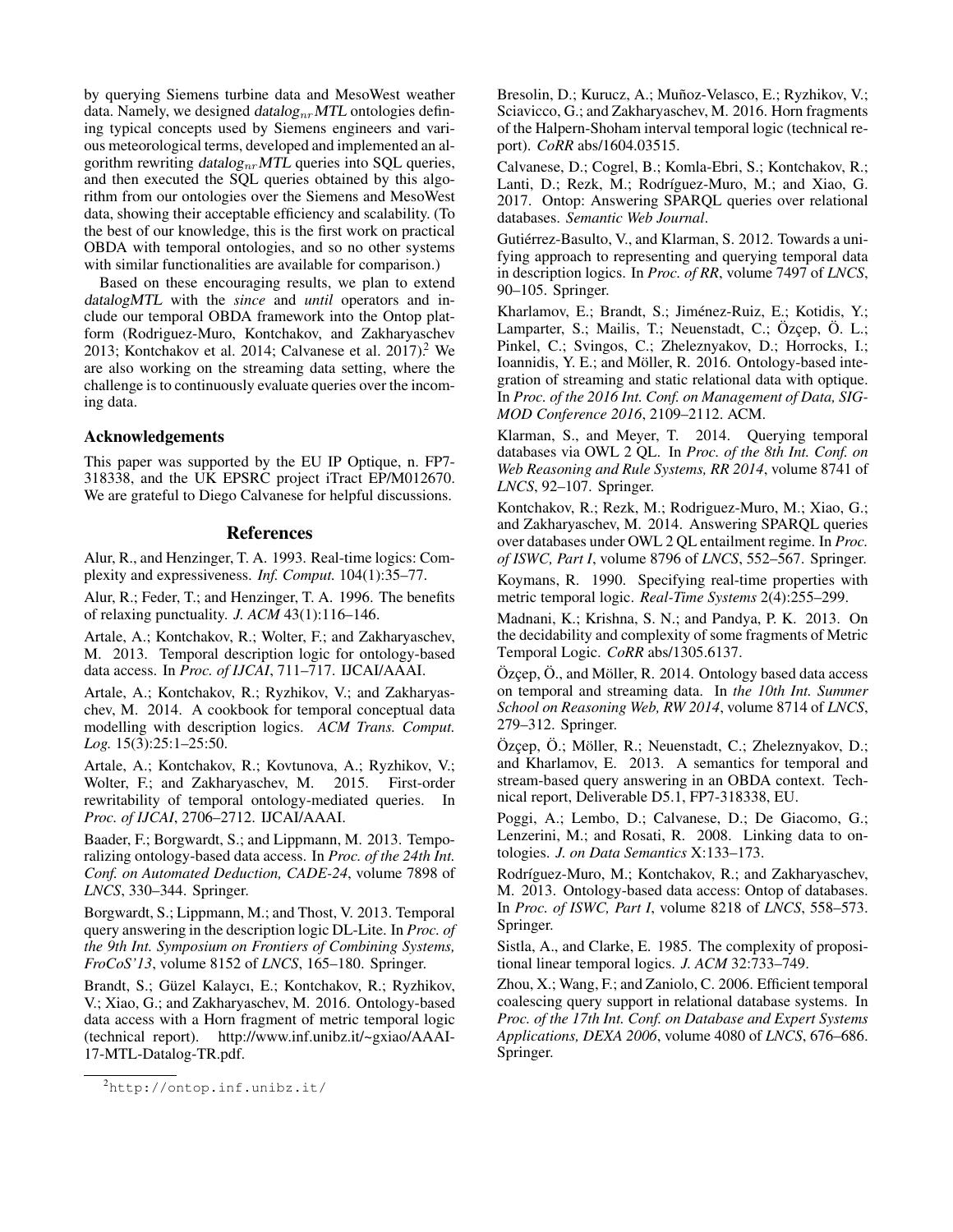by querying Siemens turbine data and MesoWest weather data. Namely, we designed $\mathit{datalog}_{nr}\mathit{MTL}$ ontologies defining typical concepts used by Siemens engineers and various meteorological terms, developed and implemented an algorithm rewriting $\mathit{datalog}_{nr}\mathit{MTL}$ queries into SQL queries, and then executed the SQL queries obtained by this algorithm from our ontologies over the Siemens and MesoWest data, showing their acceptable efficiency and scalability. (To the best of our knowledge, this is the first work on practical OBDA with temporal ontologies, and so no other systems with similar functionalities are available for comparison.)

Based on these encouraging results, we plan to extend *datalogMTL* with the *since* and *until* operators and include our temporal OBDA framework into the Ontop platform (Rodriguez-Muro, Kontchakov, and Zakharyaschev 2013; Kontchakov et al. 2014; Calvanese et al. 2017).[2] We are also working on the streaming data setting, where the challenge is to continuously evaluate queries over the incoming data.

### Acknowledgements

This paper was supported by the EU IP Optique, n. FP7-318338, and the UK EPSRC project iTract EP/M012670. We are grateful to Diego Calvanese for helpful discussions.

## References

Alur, R., and Henzinger, T. A. 1993. Real-time logics: Complexity and expressiveness. *Inf. Comput.* 104(1):35–77.

Alur, R.; Feder, T.; and Henzinger, T. A. 1996. The benefits of relaxing punctuality. *J. ACM* 43(1):116–146.

Artale, A.; Kontchakov, R.; Wolter, F.; and Zakharyaschev, M. 2013. Temporal description logic for ontology-based data access. In *Proc. of IJCAI*, 711–717. IJCAI/AAAI.

Artale, A.; Kontchakov, R.; Ryzhikov, V.; and Zakharyaschev, M. 2014. A cookbook for temporal conceptual data modelling with description logics. *ACM Trans. Comput. Log.* 15(3):25:1–25:50.

Artale, A.; Kontchakov, R.; Kovtunova, A.; Ryzhikov, V.; Wolter, F.; and Zakharyaschev, M. 2015. First-order rewritability of temporal ontology-mediated queries. In *Proc. of IJCAI*, 2706–2712. IJCAI/AAAI.

Baader, F.; Borgwardt, S.; and Lippmann, M. 2013. Temporalizing ontology-based data access. In *Proc. of the 24th Int. Conf. on Automated Deduction, CADE-24*, volume 7898 of *LNCS*, 330–344. Springer.

Borgwardt, S.; Lippmann, M.; and Thost, V. 2013. Temporal query answering in the description logic DL-Lite. In *Proc. of the 9th Int. Symposium on Frontiers of Combining Systems, FroCoS'13*, volume 8152 of *LNCS*, 165–180. Springer.

Brandt, S.; Güzel Kalaycı, E.; Kontchakov, R.; Ryzhikov, V.; Xiao, G.; and Zakharyaschev, M. 2016. Ontology-based data access with a Horn fragment of metric temporal logic (technical report). http://www.inf.unibz.it/~gxiao/AAAI-17-MTL-Datalog-TR.pdf.

Bresolin, D.; Kurucz, A.; Muñoz-Velasco, E.; Ryzhikov, V.; Sciavicco, G.; and Zakharyaschev, M. 2016. Horn fragments of the Halpern-Shoham interval temporal logic (technical report). *CoRR* abs/1604.03515.

Calvanese, D.; Cogrel, B.; Komla-Ebri, S.; Kontchakov, R.; Lanti, D.; Rezk, M.; Rodríguez-Muro, M.; and Xiao, G. 2017. Ontop: Answering SPARQL queries over relational databases. *Semantic Web Journal*.

Gutiérrez-Basulto, V., and Klarman, S. 2012. Towards a unifying approach to representing and querying temporal data in description logics. In *Proc. of RR*, volume 7497 of *LNCS*, 90–105. Springer.

Kharlamov, E.; Brandt, S.; Jiménez-Ruiz, E.; Kotidis, Y.; Lamparter, S.; Mailis, T.; Neuenstadt, C.; Özçep, Ö. L.; Pinkel, C.; Svingos, C.; Zheleznyakov, D.; Horrocks, I.; Ioannidis, Y. E.; and Möller, R. 2016. Ontology-based integration of streaming and static relational data with optique. In *Proc. of the 2016 Int. Conf. on Management of Data, SIGMOD Conference 2016*, 2109–2112. ACM.

Klarman, S., and Meyer, T. 2014. Querying temporal databases via OWL 2 QL. In *Proc. of the 8th Int. Conf. on Web Reasoning and Rule Systems, RR 2014*, volume 8741 of *LNCS*, 92–107. Springer.

Kontchakov, R.; Rezk, M.; Rodriguez-Muro, M.; Xiao, G.; and Zakharyaschev, M. 2014. Answering SPARQL queries over databases under OWL 2 QL entailment regime. In *Proc. of ISWC, Part I*, volume 8796 of *LNCS*, 552–567. Springer.

Koymans, R. 1990. Specifying real-time properties with metric temporal logic. *Real-Time Systems* 2(4):255–299.

Madnani, K.; Krishna, S. N.; and Pandya, P. K. 2013. On the decidability and complexity of some fragments of Metric Temporal Logic. *CoRR* abs/1305.6137.

Özçep, Ö., and Möller, R. 2014. Ontology based data access on temporal and streaming data. In *the 10th Int. Summer School on Reasoning Web, RW 2014*, volume 8714 of *LNCS*, 279–312. Springer.

Özçep, Ö.; Möller, R.; Neuenstadt, C.; Zheleznyakov, D.; and Kharlamov, E. 2013. A semantics for temporal and stream-based query answering in an OBDA context. Technical report, Deliverable D5.1, FP7-318338, EU.

Poggi, A.; Lembo, D.; Calvanese, D.; De Giacomo, G.; Lenzerini, M.; and Rosati, R. 2008. Linking data to ontologies. *J. on Data Semantics* X:133–173.

Rodríguez-Muro, M.; Kontchakov, R.; and Zakharyaschev, M. 2013. Ontology-based data access: Ontop of databases. In *Proc. of ISWC, Part I*, volume 8218 of *LNCS*, 558–573. Springer.

Sistla, A., and Clarke, E. 1985. The complexity of propositional linear temporal logics. *J. ACM* 32:733–749.

Zhou, X.; Wang, F.; and Zaniolo, C. 2006. Efficient temporal coalescing query support in relational database systems. In *Proc. of the 17th Int. Conf. on Database and Expert Systems Applications, DEXA 2006*, volume 4080 of *LNCS*, 676–686. Springer.

[2] http://ontop.inf.unibz.it/